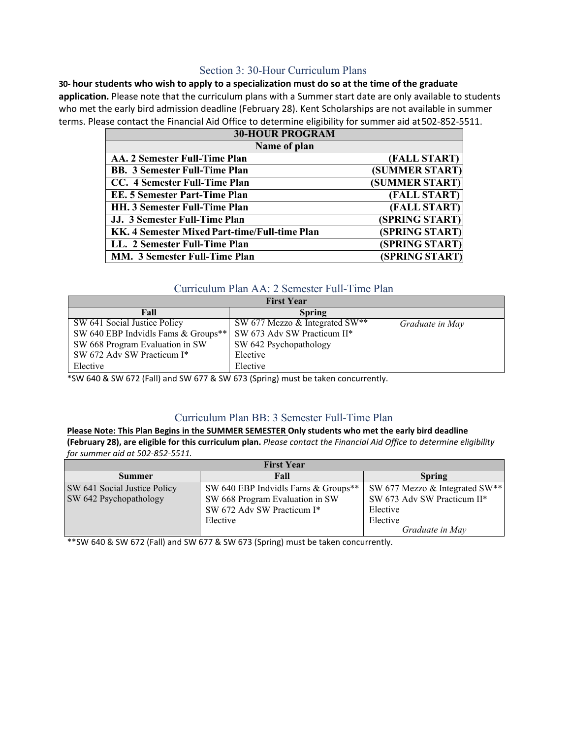## Section 3: 30-Hour Curriculum Plans

**30- hour students who wish to apply to a specialization must do so at the time of the graduate application.** Please note that the curriculum plans with a Summer start date are only available to students who met the early bird admission deadline (February 28). Kent Scholarships are not available in summer terms. Please contact the Financial Aid Office to determine eligibility for summer aid at 502-852-5511.

| 30-HOUR PROGRAM | |
|---|---|
| **Name of plan** | |
| **AA. 2 Semester Full-Time Plan** | **(FALL START)** |
| **BB. 3 Semester Full-Time Plan** | **(SUMMER START)** |
| **CC. 4 Semester Full-Time Plan** | **(SUMMER START)** |
| **EE. 5 Semester Part-Time Plan** | **(FALL START)** |
| **HH. 3 Semester Full-Time Plan** | **(FALL START)** |
| **JJ. 3 Semester Full-Time Plan** | **(SPRING START)** |
| **KK. 4 Semester Mixed Part-time/Full-time Plan** | **(SPRING START)** |
| **LL. 2 Semester Full-Time Plan** | **(SPRING START)** |
| **MM. 3 Semester Full-Time Plan** | **(SPRING START)** |

### Curriculum Plan AA: 2 Semester Full-Time Plan

| First Year | | |
|---|---|---|
| **Fall** | **Spring** | |
| SW 641 Social Justice Policy<br>SW 640 EBP Indvidls Fams & Groups**<br>SW 668 Program Evaluation in SW<br>SW 672 Adv SW Practicum I*<br>Elective | SW 677 Mezzo & Integrated SW**<br>SW 673 Adv SW Practicum II*<br>SW 642 Psychopathology<br>Elective<br>Elective | *Graduate in May* |

*SW 640 & SW 672 (Fall) and SW 677 & SW 673 (Spring) must be taken concurrently.

### Curriculum Plan BB: 3 Semester Full-Time Plan

**Please Note: <u>This Plan Begins in the SUMMER SEMESTER</u> Only students who met the early bird deadline (February 28), are eligible for this curriculum plan.** *Please contact the Financial Aid Office to determine eligibility for summer aid at 502-852-5511.*

| First Year | | |
|---|---|---|
| **Summer** | **Fall** | **Spring** |
| SW 641 Social Justice Policy<br>SW 642 Psychopathology | SW 640 EBP Indvidls Fams & Groups**<br>SW 668 Program Evaluation in SW<br>SW 672 Adv SW Practicum I*<br>Elective | SW 677 Mezzo & Integrated SW**<br>SW 673 Adv SW Practicum II*<br>Elective<br>Elective<br>*Graduate in May* |

**SW 640 & SW 672 (Fall) and SW 677 & SW 673 (Spring) must be taken concurrently.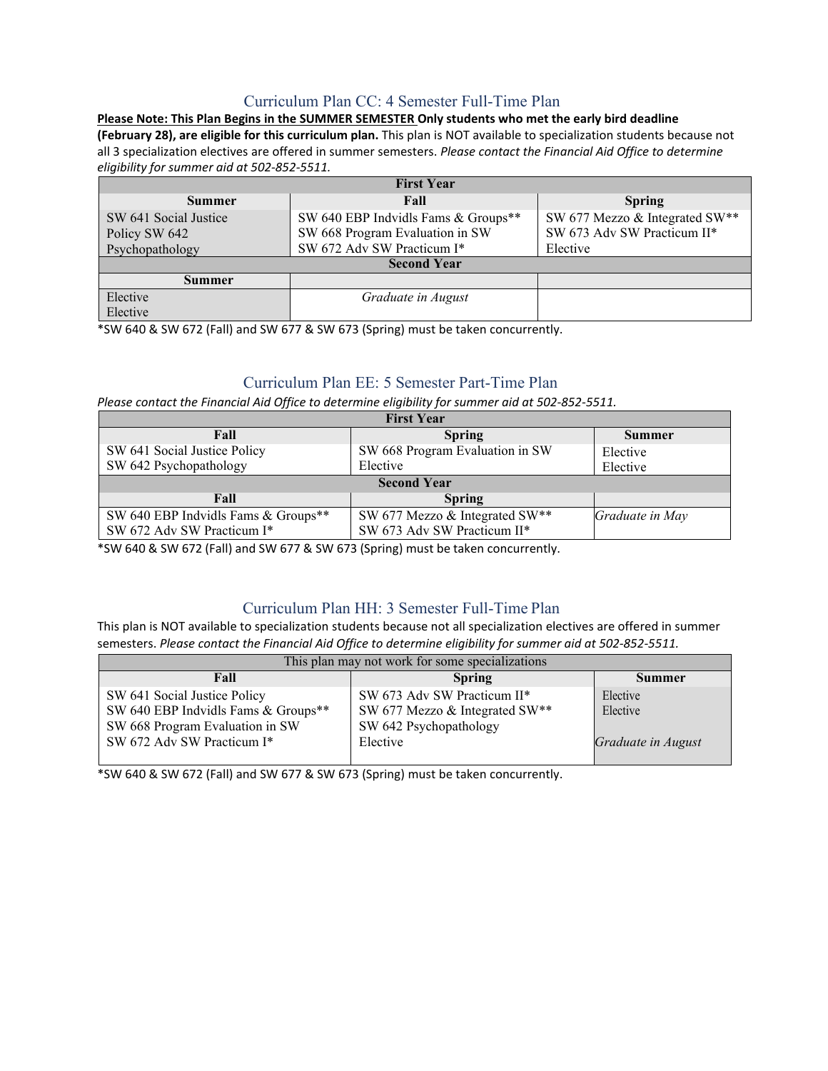## Curriculum Plan CC: 4 Semester Full-Time Plan

**<u>Please Note: This Plan Begins in the SUMMER SEMESTER</u> Only students who met the early bird deadline (February 28), are eligible for this curriculum plan.** This plan is NOT available to specialization students because not all 3 specialization electives are offered in summer semesters. *Please contact the Financial Aid Office to determine eligibility for summer aid at 502-852-5511.*

| First Year | | |
|---|---|---|
| **Summer** | **Fall** | **Spring** |
| SW 641 Social Justice Policy SW 642 Psychopathology | SW 640 EBP Indvidls Fams & Groups**<br>SW 668 Program Evaluation in SW<br>SW 672 Adv SW Practicum I* | SW 677 Mezzo & Integrated SW**<br>SW 673 Adv SW Practicum II*<br>Elective |
| **Second Year** | | |
| **Summer** | | |
| Elective<br>Elective | *Graduate in August* | |

*SW 640 & SW 672 (Fall) and SW 677 & SW 673 (Spring) must be taken concurrently.

## Curriculum Plan EE: 5 Semester Part-Time Plan

*Please contact the Financial Aid Office to determine eligibility for summer aid at 502-852-5511.*

| First Year | | |
|---|---|---|
| **Fall** | **Spring** | **Summer** |
| SW 641 Social Justice Policy<br>SW 642 Psychopathology | SW 668 Program Evaluation in SW<br>Elective | Elective<br>Elective |
| **Second Year** | | |
| **Fall** | **Spring** | |
| SW 640 EBP Indvidls Fams & Groups**<br>SW 672 Adv SW Practicum I* | SW 677 Mezzo & Integrated SW**<br>SW 673 Adv SW Practicum II* | *Graduate in May* |

*SW 640 & SW 672 (Fall) and SW 677 & SW 673 (Spring) must be taken concurrently.

## Curriculum Plan HH: 3 Semester Full-Time Plan

This plan is NOT available to specialization students because not all specialization electives are offered in summer semesters. *Please contact the Financial Aid Office to determine eligibility for summer aid at 502-852-5511.*

| This plan may not work for some specializations | | |
|---|---|---|
| **Fall** | **Spring** | **Summer** |
| SW 641 Social Justice Policy<br>SW 640 EBP Indvidls Fams & Groups**<br>SW 668 Program Evaluation in SW<br>SW 672 Adv SW Practicum I* | SW 673 Adv SW Practicum II*<br>SW 677 Mezzo & Integrated SW**<br>SW 642 Psychopathology<br>Elective | Elective<br>Elective<br><br>*Graduate in August* |

*SW 640 & SW 672 (Fall) and SW 677 & SW 673 (Spring) must be taken concurrently.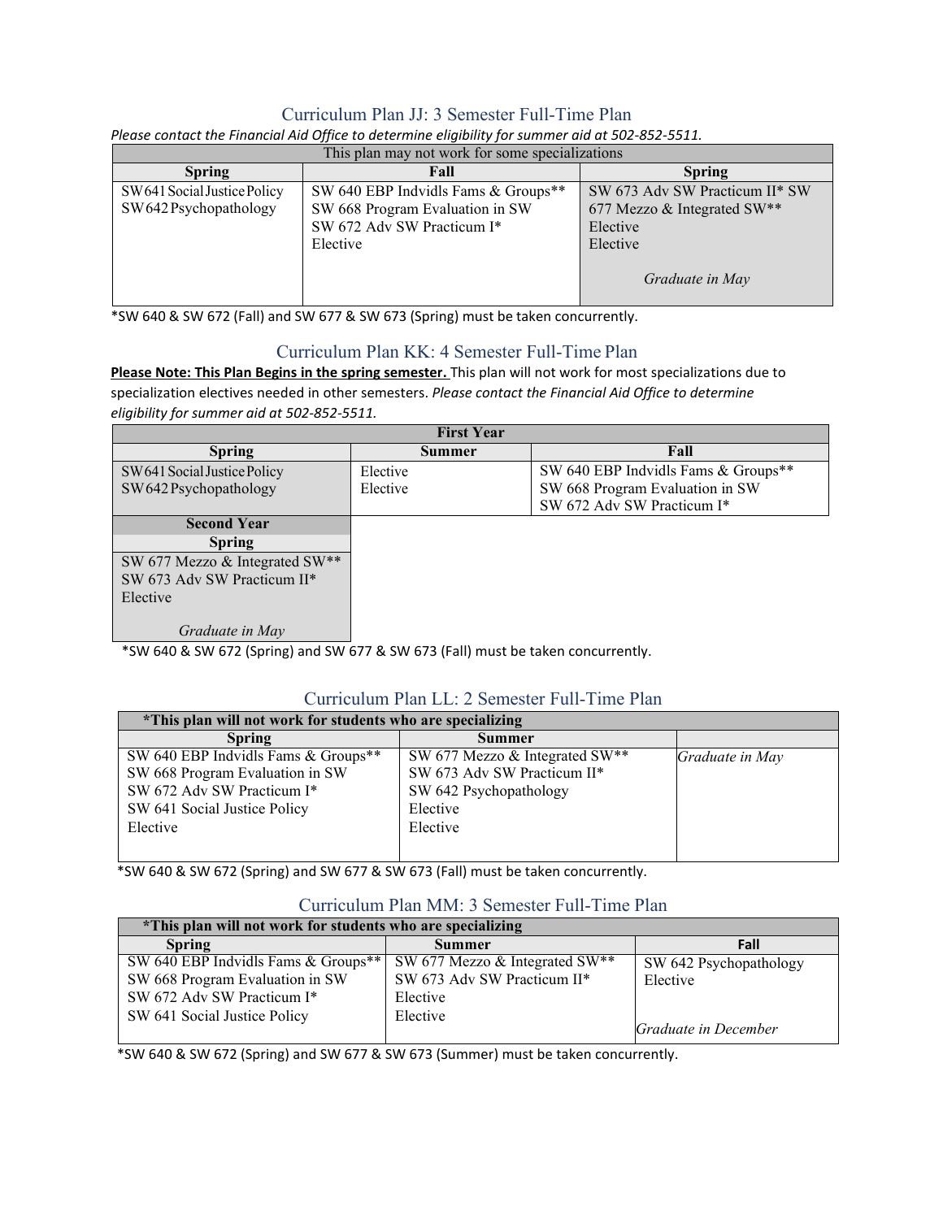## Curriculum Plan JJ: 3 Semester Full-Time Plan

*Please contact the Financial Aid Office to determine eligibility for summer aid at 502-852-5511.*

| This plan may not work for some specializations | | |
|---|---|---|
| **Spring** | **Fall** | **Spring** |
| SW 641 Social Justice Policy<br>SW 642 Psychopathology | SW 640 EBP Indvidls Fams & Groups**<br>SW 668 Program Evaluation in SW<br>SW 672 Adv SW Practicum I*<br>Elective | SW 673 Adv SW Practicum II* SW 677 Mezzo & Integrated SW**<br>Elective<br>Elective<br><br>*Graduate in May* |

*SW 640 & SW 672 (Fall) and SW 677 & SW 673 (Spring) must be taken concurrently.

## Curriculum Plan KK: 4 Semester Full-Time Plan

**Please Note: This Plan Begins in the spring semester.** This plan will not work for most specializations due to specialization electives needed in other semesters. *Please contact the Financial Aid Office to determine eligibility for summer aid at 502-852-5511.*

| First Year | | |
|---|---|---|
| **Spring** | **Summer** | **Fall** |
| SW 641 Social Justice Policy<br>SW 642 Psychopathology | Elective<br>Elective | SW 640 EBP Indvidls Fams & Groups**<br>SW 668 Program Evaluation in SW<br>SW 672 Adv SW Practicum I* |
| **Second Year** | | |
| **Spring** | | |
| SW 677 Mezzo & Integrated SW**<br>SW 673 Adv SW Practicum II*<br>Elective<br><br>*Graduate in May* | | |

*SW 640 & SW 672 (Spring) and SW 677 & SW 673 (Fall) must be taken concurrently.

## Curriculum Plan LL: 2 Semester Full-Time Plan

| *This plan will not work for students who are specializing | | |
|---|---|---|
| **Spring** | **Summer** | |
| SW 640 EBP Indvidls Fams & Groups**<br>SW 668 Program Evaluation in SW<br>SW 672 Adv SW Practicum I*<br>SW 641 Social Justice Policy<br>Elective | SW 677 Mezzo & Integrated SW**<br>SW 673 Adv SW Practicum II*<br>SW 642 Psychopathology<br>Elective<br>Elective | *Graduate in May* |

*SW 640 & SW 672 (Spring) and SW 677 & SW 673 (Fall) must be taken concurrently.

## Curriculum Plan MM: 3 Semester Full-Time Plan

| *This plan will not work for students who are specializing | | |
|---|---|---|
| **Spring** | **Summer** | **Fall** |
| SW 640 EBP Indvidls Fams & Groups**<br>SW 668 Program Evaluation in SW<br>SW 672 Adv SW Practicum I*<br>SW 641 Social Justice Policy | SW 677 Mezzo & Integrated SW**<br>SW 673 Adv SW Practicum II*<br>Elective<br>Elective | SW 642 Psychopathology<br>Elective<br><br>*Graduate in December* |

*SW 640 & SW 672 (Spring) and SW 677 & SW 673 (Summer) must be taken concurrently.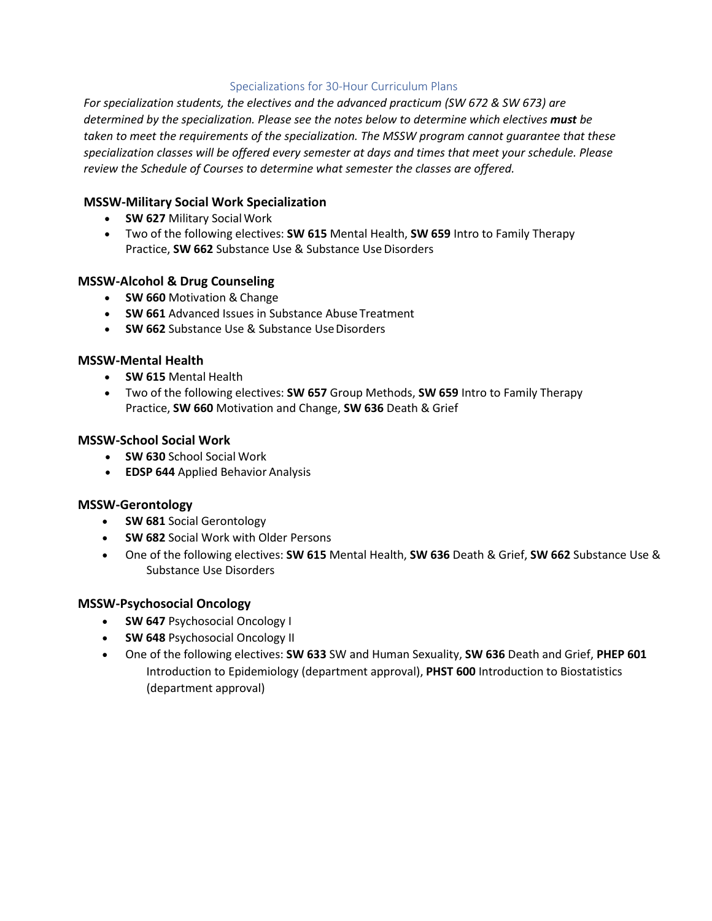## Specializations for 30-Hour Curriculum Plans

*For specialization students, the electives and the advanced practicum (SW 672 & SW 673) are determined by the specialization. Please see the notes below to determine which electives **must** be taken to meet the requirements of the specialization. The MSSW program cannot guarantee that these specialization classes will be offered every semester at days and times that meet your schedule. Please review the Schedule of Courses to determine what semester the classes are offered.*

### MSSW-Military Social Work Specialization

- **SW 627** Military Social Work
- Two of the following electives: **SW 615** Mental Health, **SW 659** Intro to Family Therapy Practice, **SW 662** Substance Use & Substance Use Disorders

### MSSW-Alcohol & Drug Counseling

- **SW 660** Motivation & Change
- **SW 661** Advanced Issues in Substance Abuse Treatment
- **SW 662** Substance Use & Substance Use Disorders

### MSSW-Mental Health

- **SW 615** Mental Health
- Two of the following electives: **SW 657** Group Methods, **SW 659** Intro to Family Therapy Practice, **SW 660** Motivation and Change, **SW 636** Death & Grief

### MSSW-School Social Work

- **SW 630** School Social Work
- **EDSP 644** Applied Behavior Analysis

### MSSW-Gerontology

- **SW 681** Social Gerontology
- **SW 682** Social Work with Older Persons
- One of the following electives: **SW 615** Mental Health, **SW 636** Death & Grief, **SW 662** Substance Use & Substance Use Disorders

### MSSW-Psychosocial Oncology

- **SW 647** Psychosocial Oncology I
- **SW 648** Psychosocial Oncology II
- One of the following electives: **SW 633** SW and Human Sexuality, **SW 636** Death and Grief, **PHEP 601** Introduction to Epidemiology (department approval), **PHST 600** Introduction to Biostatistics (department approval)